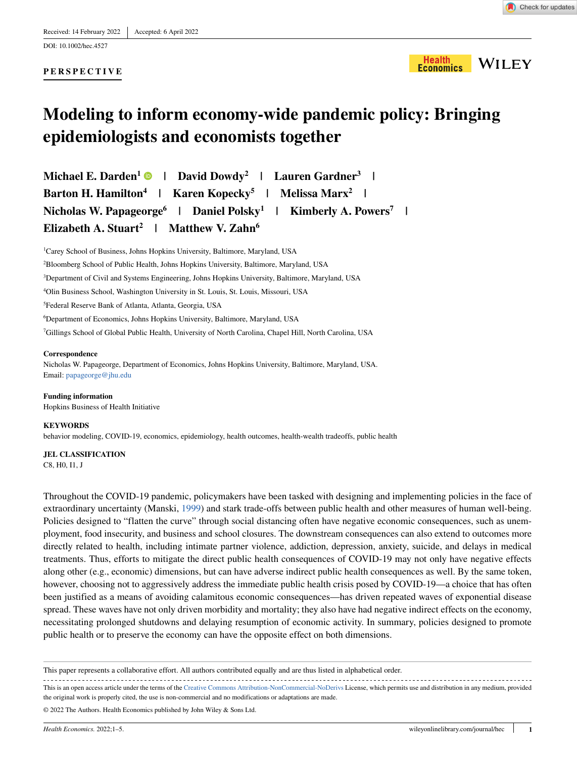Received: 14 February 2022 | Accepted: 6 April 2022

DOI: 10.1002/hec.4527

**PERSPECTIVE**

# Modeling to inform economy-wide pandemic policy: Bringing epidemiologists and economists together

**Michael E. Darden**[1] | **David Dowdy**[2] | **Lauren Gardner**[3] | **Barton H. Hamilton**[4] | **Karen Kopecky**[5] | **Melissa Marx**[2] | **Nicholas W. Papageorge**[6] | **Daniel Polsky**[1] | **Kimberly A. Powers**[7] | **Elizabeth A. Stuart**[2] | **Matthew V. Zahn**[6]

[1]Carey School of Business, Johns Hopkins University, Baltimore, Maryland, USA

[2]Bloomberg School of Public Health, Johns Hopkins University, Baltimore, Maryland, USA

[3]Department of Civil and Systems Engineering, Johns Hopkins University, Baltimore, Maryland, USA

[4]Olin Business School, Washington University in St. Louis, St. Louis, Missouri, USA

[5]Federal Reserve Bank of Atlanta, Atlanta, Georgia, USA

[6]Department of Economics, Johns Hopkins University, Baltimore, Maryland, USA

[7]Gillings School of Global Public Health, University of North Carolina, Chapel Hill, North Carolina, USA

**Correspondence**
Nicholas W. Papageorge, Department of Economics, Johns Hopkins University, Baltimore, Maryland, USA.
Email: papageorge@jhu.edu

**Funding information**
Hopkins Business of Health Initiative

**KEYWORDS**
behavior modeling, COVID-19, economics, epidemiology, health outcomes, health-wealth tradeoffs, public health

**JEL CLASSIFICATION**
C8, H0, I1, J

Throughout the COVID-19 pandemic, policymakers have been tasked with designing and implementing policies in the face of extraordinary uncertainty (Manski, 1999) and stark trade-offs between public health and other measures of human well-being. Policies designed to "flatten the curve" through social distancing often have negative economic consequences, such as unemployment, food insecurity, and business and school closures. The downstream consequences can also extend to outcomes more directly related to health, including intimate partner violence, addiction, depression, anxiety, suicide, and delays in medical treatments. Thus, efforts to mitigate the direct public health consequences of COVID-19 may not only have negative effects along other (e.g., economic) dimensions, but can have adverse indirect public health consequences as well. By the same token, however, choosing not to aggressively address the immediate public health crisis posed by COVID-19—a choice that has often been justified as a means of avoiding calamitous economic consequences—has driven repeated waves of exponential disease spread. These waves have not only driven morbidity and mortality; they also have had negative indirect effects on the economy, necessitating prolonged shutdowns and delaying resumption of economic activity. In summary, policies designed to promote public health or to preserve the economy can have the opposite effect on both dimensions.

---

This paper represents a collaborative effort. All authors contributed equally and are thus listed in alphabetical order.

This is an open access article under the terms of the Creative Commons Attribution-NonCommercial-NoDerivs License, which permits use and distribution in any medium, provided the original work is properly cited, the use is non-commercial and no modifications or adaptations are made.

© 2022 The Authors. Health Economics published by John Wiley & Sons Ltd.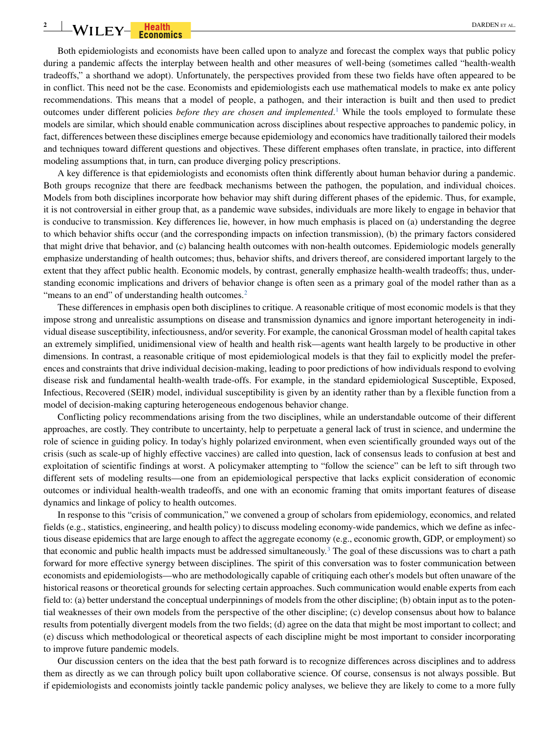Both epidemiologists and economists have been called upon to analyze and forecast the complex ways that public policy during a pandemic affects the interplay between health and other measures of well-being (sometimes called "health-wealth tradeoffs," a shorthand we adopt). Unfortunately, the perspectives provided from these two fields have often appeared to be in conflict. This need not be the case. Economists and epidemiologists each use mathematical models to make ex ante policy recommendations. This means that a model of people, a pathogen, and their interaction is built and then used to predict outcomes under different policies *before they are chosen and implemented*.[1] While the tools employed to formulate these models are similar, which should enable communication across disciplines about respective approaches to pandemic policy, in fact, differences between these disciplines emerge because epidemiology and economics have traditionally tailored their models and techniques toward different questions and objectives. These different emphases often translate, in practice, into different modeling assumptions that, in turn, can produce diverging policy prescriptions.

A key difference is that epidemiologists and economists often think differently about human behavior during a pandemic. Both groups recognize that there are feedback mechanisms between the pathogen, the population, and individual choices. Models from both disciplines incorporate how behavior may shift during different phases of the epidemic. Thus, for example, it is not controversial in either group that, as a pandemic wave subsides, individuals are more likely to engage in behavior that is conducive to transmission. Key differences lie, however, in how much emphasis is placed on (a) understanding the degree to which behavior shifts occur (and the corresponding impacts on infection transmission), (b) the primary factors considered that might drive that behavior, and (c) balancing health outcomes with non-health outcomes. Epidemiologic models generally emphasize understanding of health outcomes; thus, behavior shifts, and drivers thereof, are considered important largely to the extent that they affect public health. Economic models, by contrast, generally emphasize health-wealth tradeoffs; thus, understanding economic implications and drivers of behavior change is often seen as a primary goal of the model rather than as a "means to an end" of understanding health outcomes.[2]

These differences in emphasis open both disciplines to critique. A reasonable critique of most economic models is that they impose strong and unrealistic assumptions on disease and transmission dynamics and ignore important heterogeneity in individual disease susceptibility, infectiousness, and/or severity. For example, the canonical Grossman model of health capital takes an extremely simplified, unidimensional view of health and health risk—agents want health largely to be productive in other dimensions. In contrast, a reasonable critique of most epidemiological models is that they fail to explicitly model the preferences and constraints that drive individual decision-making, leading to poor predictions of how individuals respond to evolving disease risk and fundamental health-wealth trade-offs. For example, in the standard epidemiological Susceptible, Exposed, Infectious, Recovered (SEIR) model, individual susceptibility is given by an identity rather than by a flexible function from a model of decision-making capturing heterogeneous endogenous behavior change.

Conflicting policy recommendations arising from the two disciplines, while an understandable outcome of their different approaches, are costly. They contribute to uncertainty, help to perpetuate a general lack of trust in science, and undermine the role of science in guiding policy. In today's highly polarized environment, when even scientifically grounded ways out of the crisis (such as scale-up of highly effective vaccines) are called into question, lack of consensus leads to confusion at best and exploitation of scientific findings at worst. A policymaker attempting to "follow the science" can be left to sift through two different sets of modeling results—one from an epidemiological perspective that lacks explicit consideration of economic outcomes or individual health-wealth tradeoffs, and one with an economic framing that omits important features of disease dynamics and linkage of policy to health outcomes.

In response to this "crisis of communication," we convened a group of scholars from epidemiology, economics, and related fields (e.g., statistics, engineering, and health policy) to discuss modeling economy-wide pandemics, which we define as infectious disease epidemics that are large enough to affect the aggregate economy (e.g., economic growth, GDP, or employment) so that economic and public health impacts must be addressed simultaneously.[3] The goal of these discussions was to chart a path forward for more effective synergy between disciplines. The spirit of this conversation was to foster communication between economists and epidemiologists—who are methodologically capable of critiquing each other's models but often unaware of the historical reasons or theoretical grounds for selecting certain approaches. Such communication would enable experts from each field to: (a) better understand the conceptual underpinnings of models from the other discipline; (b) obtain input as to the potential weaknesses of their own models from the perspective of the other discipline; (c) develop consensus about how to balance results from potentially divergent models from the two fields; (d) agree on the data that might be most important to collect; and (e) discuss which methodological or theoretical aspects of each discipline might be most important to consider incorporating to improve future pandemic models.

Our discussion centers on the idea that the best path forward is to recognize differences across disciplines and to address them as directly as we can through policy built upon collaborative science. Of course, consensus is not always possible. But if epidemiologists and economists jointly tackle pandemic policy analyses, we believe they are likely to come to a more fully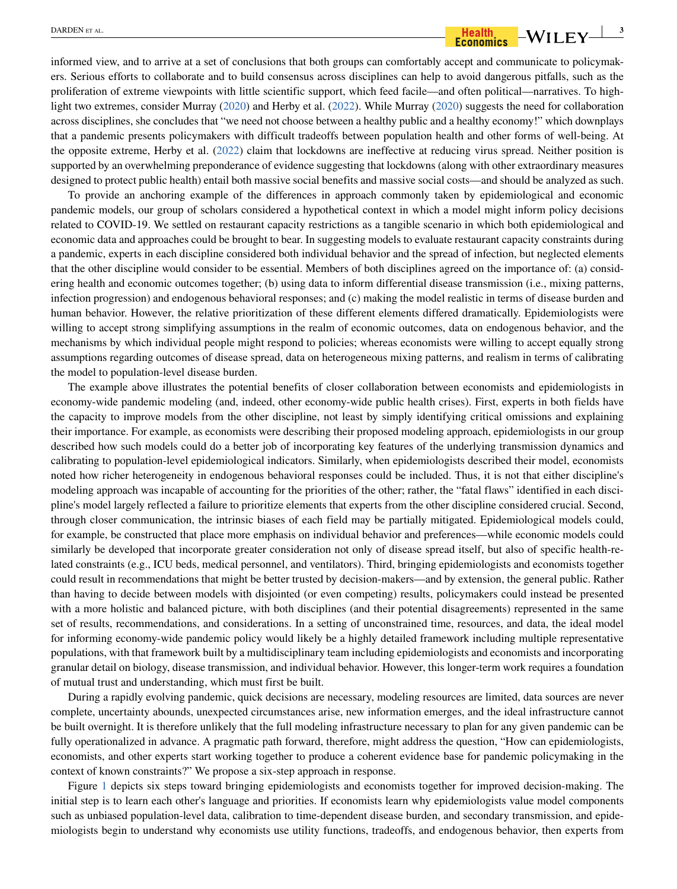informed view, and to arrive at a set of conclusions that both groups can comfortably accept and communicate to policymakers. Serious efforts to collaborate and to build consensus across disciplines can help to avoid dangerous pitfalls, such as the proliferation of extreme viewpoints with little scientific support, which feed facile—and often political—narratives. To highlight two extremes, consider Murray (2020) and Herby et al. (2022). While Murray (2020) suggests the need for collaboration across disciplines, she concludes that "we need not choose between a healthy public and a healthy economy!" which downplays that a pandemic presents policymakers with difficult tradeoffs between population health and other forms of well-being. At the opposite extreme, Herby et al. (2022) claim that lockdowns are ineffective at reducing virus spread. Neither position is supported by an overwhelming preponderance of evidence suggesting that lockdowns (along with other extraordinary measures designed to protect public health) entail both massive social benefits and massive social costs—and should be analyzed as such.

To provide an anchoring example of the differences in approach commonly taken by epidemiological and economic pandemic models, our group of scholars considered a hypothetical context in which a model might inform policy decisions related to COVID-19. We settled on restaurant capacity restrictions as a tangible scenario in which both epidemiological and economic data and approaches could be brought to bear. In suggesting models to evaluate restaurant capacity constraints during a pandemic, experts in each discipline considered both individual behavior and the spread of infection, but neglected elements that the other discipline would consider to be essential. Members of both disciplines agreed on the importance of: (a) considering health and economic outcomes together; (b) using data to inform differential disease transmission (i.e., mixing patterns, infection progression) and endogenous behavioral responses; and (c) making the model realistic in terms of disease burden and human behavior. However, the relative prioritization of these different elements differed dramatically. Epidemiologists were willing to accept strong simplifying assumptions in the realm of economic outcomes, data on endogenous behavior, and the mechanisms by which individual people might respond to policies; whereas economists were willing to accept equally strong assumptions regarding outcomes of disease spread, data on heterogeneous mixing patterns, and realism in terms of calibrating the model to population-level disease burden.

The example above illustrates the potential benefits of closer collaboration between economists and epidemiologists in economy-wide pandemic modeling (and, indeed, other economy-wide public health crises). First, experts in both fields have the capacity to improve models from the other discipline, not least by simply identifying critical omissions and explaining their importance. For example, as economists were describing their proposed modeling approach, epidemiologists in our group described how such models could do a better job of incorporating key features of the underlying transmission dynamics and calibrating to population-level epidemiological indicators. Similarly, when epidemiologists described their model, economists noted how richer heterogeneity in endogenous behavioral responses could be included. Thus, it is not that either discipline's modeling approach was incapable of accounting for the priorities of the other; rather, the "fatal flaws" identified in each discipline's model largely reflected a failure to prioritize elements that experts from the other discipline considered crucial. Second, through closer communication, the intrinsic biases of each field may be partially mitigated. Epidemiological models could, for example, be constructed that place more emphasis on individual behavior and preferences—while economic models could similarly be developed that incorporate greater consideration not only of disease spread itself, but also of specific health-related constraints (e.g., ICU beds, medical personnel, and ventilators). Third, bringing epidemiologists and economists together could result in recommendations that might be better trusted by decision-makers—and by extension, the general public. Rather than having to decide between models with disjointed (or even competing) results, policymakers could instead be presented with a more holistic and balanced picture, with both disciplines (and their potential disagreements) represented in the same set of results, recommendations, and considerations. In a setting of unconstrained time, resources, and data, the ideal model for informing economy-wide pandemic policy would likely be a highly detailed framework including multiple representative populations, with that framework built by a multidisciplinary team including epidemiologists and economists and incorporating granular detail on biology, disease transmission, and individual behavior. However, this longer-term work requires a foundation of mutual trust and understanding, which must first be built.

During a rapidly evolving pandemic, quick decisions are necessary, modeling resources are limited, data sources are never complete, uncertainty abounds, unexpected circumstances arise, new information emerges, and the ideal infrastructure cannot be built overnight. It is therefore unlikely that the full modeling infrastructure necessary to plan for any given pandemic can be fully operationalized in advance. A pragmatic path forward, therefore, might address the question, "How can epidemiologists, economists, and other experts start working together to produce a coherent evidence base for pandemic policymaking in the context of known constraints?" We propose a six-step approach in response.

Figure 1 depicts six steps toward bringing epidemiologists and economists together for improved decision-making. The initial step is to learn each other's language and priorities. If economists learn why epidemiologists value model components such as unbiased population-level data, calibration to time-dependent disease burden, and secondary transmission, and epidemiologists begin to understand why economists use utility functions, tradeoffs, and endogenous behavior, then experts from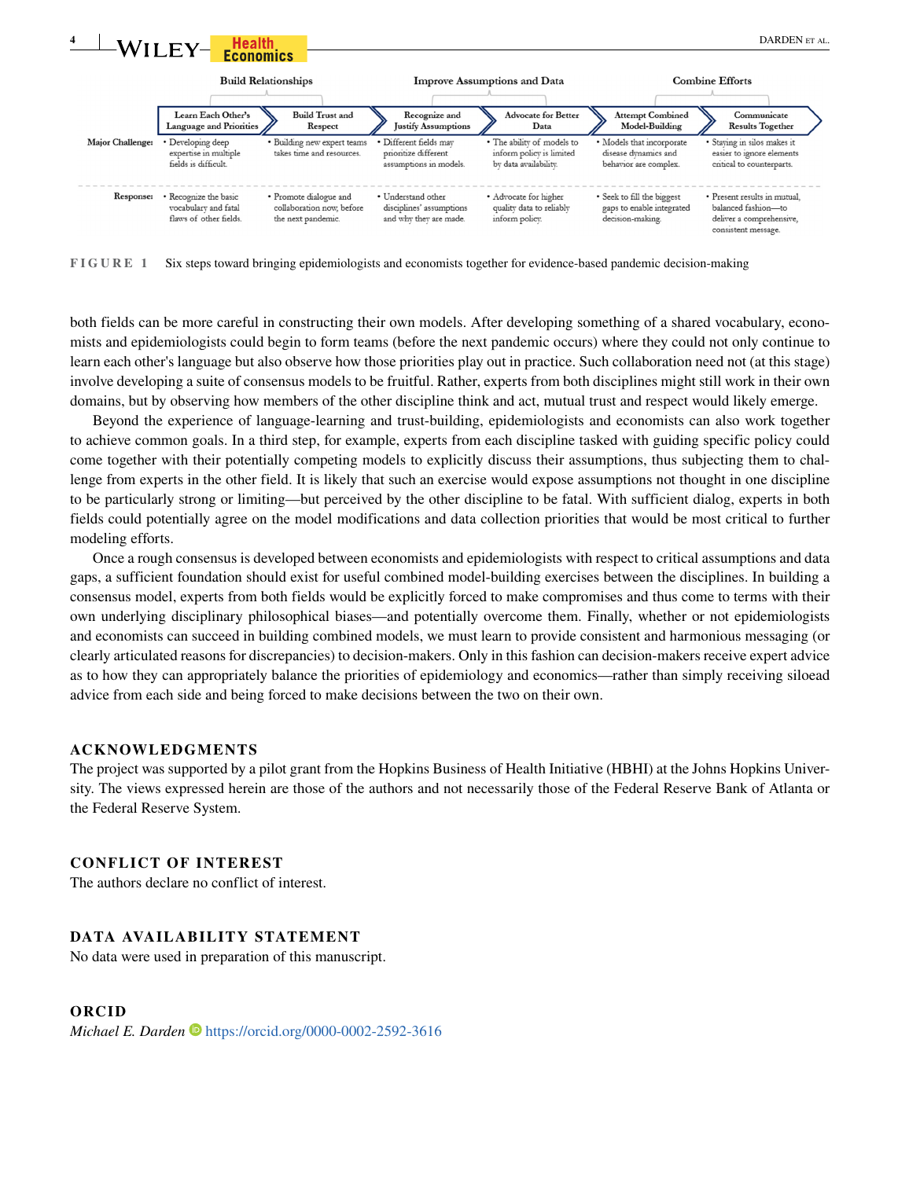| | Build Relationships | | Improve Assumptions and Data | | Combine Efforts | |
|---|---|---|---|---|---|---|
| | Learn Each Other's Language and Priorities | Build Trust and Respect | Recognize and Justify Assumptions | Advocate for Better Data | Attempt Combined Model-Building | Communicate Results Together |
| Major Challenge: | • Developing deep expertise in multiple fields is difficult. | • Building new expert teams takes time and resources. | • Different fields may prioritize different assumptions in models. | • The ability of models to inform policy is limited by data availability. | • Models that incorporate disease dynamics and behavior are complex. | • Staying in silos makes it easier to ignore elements critical to counterparts. |
| Response: | • Recognize the basic vocabulary and fatal flaws of other fields. | • Promote dialogue and collaboration now, before the next pandemic. | • Understand other disciplines' assumptions and why they are made. | • Advocate for higher quality data to reliably inform policy. | • Seek to fill the biggest gaps to enable integrated decision-making. | • Present results in mutual, balanced fashion—to deliver a comprehensive, consistent message. |

**FIGURE 1** Six steps toward bringing epidemiologists and economists together for evidence-based pandemic decision-making

both fields can be more careful in constructing their own models. After developing something of a shared vocabulary, economists and epidemiologists could begin to form teams (before the next pandemic occurs) where they could not only continue to learn each other's language but also observe how those priorities play out in practice. Such collaboration need not (at this stage) involve developing a suite of consensus models to be fruitful. Rather, experts from both disciplines might still work in their own domains, but by observing how members of the other discipline think and act, mutual trust and respect would likely emerge.

Beyond the experience of language-learning and trust-building, epidemiologists and economists can also work together to achieve common goals. In a third step, for example, experts from each discipline tasked with guiding specific policy could come together with their potentially competing models to explicitly discuss their assumptions, thus subjecting them to challenge from experts in the other field. It is likely that such an exercise would expose assumptions not thought in one discipline to be particularly strong or limiting—but perceived by the other discipline to be fatal. With sufficient dialog, experts in both fields could potentially agree on the model modifications and data collection priorities that would be most critical to further modeling efforts.

Once a rough consensus is developed between economists and epidemiologists with respect to critical assumptions and data gaps, a sufficient foundation should exist for useful combined model-building exercises between the disciplines. In building a consensus model, experts from both fields would be explicitly forced to make compromises and thus come to terms with their own underlying disciplinary philosophical biases—and potentially overcome them. Finally, whether or not epidemiologists and economists can succeed in building combined models, we must learn to provide consistent and harmonious messaging (or clearly articulated reasons for discrepancies) to decision-makers. Only in this fashion can decision-makers receive expert advice as to how they can appropriately balance the priorities of epidemiology and economics—rather than simply receiving siloead advice from each side and being forced to make decisions between the two on their own.

## ACKNOWLEDGMENTS

The project was supported by a pilot grant from the Hopkins Business of Health Initiative (HBHI) at the Johns Hopkins University. The views expressed herein are those of the authors and not necessarily those of the Federal Reserve Bank of Atlanta or the Federal Reserve System.

## CONFLICT OF INTEREST

The authors declare no conflict of interest.

## DATA AVAILABILITY STATEMENT

No data were used in preparation of this manuscript.

## ORCID

*Michael E. Darden* https://orcid.org/0000-0002-2592-3616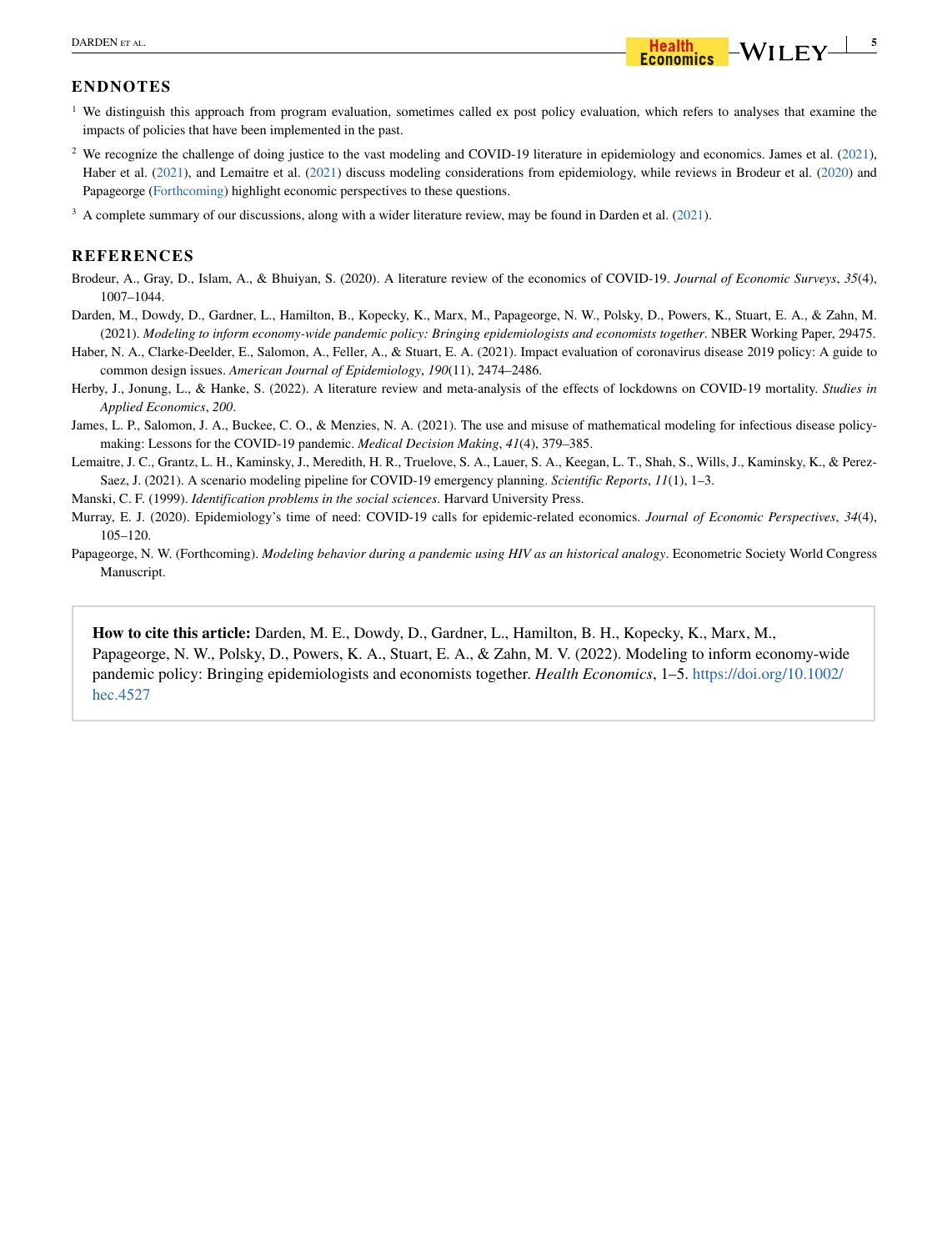## ENDNOTES

[1] We distinguish this approach from program evaluation, sometimes called ex post policy evaluation, which refers to analyses that examine the impacts of policies that have been implemented in the past.

[2] We recognize the challenge of doing justice to the vast modeling and COVID-19 literature in epidemiology and economics. James et al. (2021), Haber et al. (2021), and Lemaitre et al. (2021) discuss modeling considerations from epidemiology, while reviews in Brodeur et al. (2020) and Papageorge (Forthcoming) highlight economic perspectives to these questions.

[3] A complete summary of our discussions, along with a wider literature review, may be found in Darden et al. (2021).

## REFERENCES

Brodeur, A., Gray, D., Islam, A., & Bhuiyan, S. (2020). A literature review of the economics of COVID-19. *Journal of Economic Surveys*, *35*(4), 1007–1044.

Darden, M., Dowdy, D., Gardner, L., Hamilton, B., Kopecky, K., Marx, M., Papageorge, N. W., Polsky, D., Powers, K., Stuart, E. A., & Zahn, M. (2021). *Modeling to inform economy-wide pandemic policy: Bringing epidemiologists and economists together*. NBER Working Paper, 29475.

Haber, N. A., Clarke-Deelder, E., Salomon, A., Feller, A., & Stuart, E. A. (2021). Impact evaluation of coronavirus disease 2019 policy: A guide to common design issues. *American Journal of Epidemiology*, *190*(11), 2474–2486.

Herby, J., Jonung, L., & Hanke, S. (2022). A literature review and meta-analysis of the effects of lockdowns on COVID-19 mortality. *Studies in Applied Economics*, *200*.

James, L. P., Salomon, J. A., Buckee, C. O., & Menzies, N. A. (2021). The use and misuse of mathematical modeling for infectious disease policymaking: Lessons for the COVID-19 pandemic. *Medical Decision Making*, *41*(4), 379–385.

Lemaitre, J. C., Grantz, L. H., Kaminsky, J., Meredith, H. R., Truelove, S. A., Lauer, S. A., Keegan, L. T., Shah, S., Wills, J., Kaminsky, K., & Perez-Saez, J. (2021). A scenario modeling pipeline for COVID-19 emergency planning. *Scientific Reports*, *11*(1), 1–3.

Manski, C. F. (1999). *Identification problems in the social sciences*. Harvard University Press.

Murray, E. J. (2020). Epidemiology's time of need: COVID-19 calls for epidemic-related economics. *Journal of Economic Perspectives*, *34*(4), 105–120.

Papageorge, N. W. (Forthcoming). *Modeling behavior during a pandemic using HIV as an historical analogy*. Econometric Society World Congress Manuscript.

**How to cite this article:** Darden, M. E., Dowdy, D., Gardner, L., Hamilton, B. H., Kopecky, K., Marx, M., Papageorge, N. W., Polsky, D., Powers, K. A., Stuart, E. A., & Zahn, M. V. (2022). Modeling to inform economy-wide pandemic policy: Bringing epidemiologists and economists together. *Health Economics*, 1–5. https://doi.org/10.1002/hec.4527